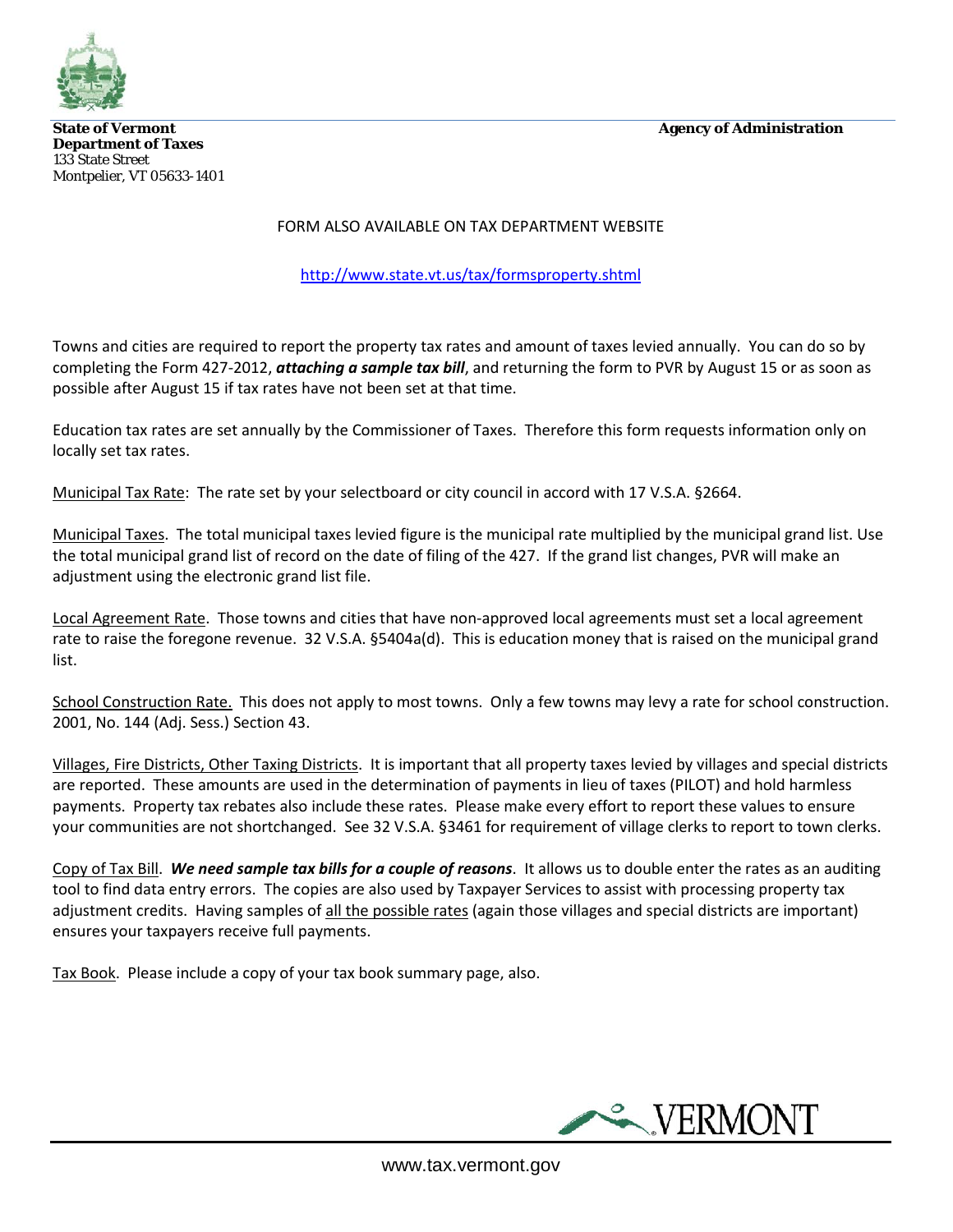**State of Vermont**
**Department of Taxes**
133 State Street
Montpelier, VT 05633-1401

**Agency of Administration**

FORM ALSO AVAILABLE ON TAX DEPARTMENT WEBSITE

http://www.state.vt.us/tax/formsproperty.shtml

Towns and cities are required to report the property tax rates and amount of taxes levied annually. You can do so by completing the Form 427-2012, ***attaching a sample tax bill***, and returning the form to PVR by August 15 or as soon as possible after August 15 if tax rates have not been set at that time.

Education tax rates are set annually by the Commissioner of Taxes. Therefore this form requests information only on locally set tax rates.

Municipal Tax Rate: The rate set by your selectboard or city council in accord with 17 V.S.A. §2664.

Municipal Taxes. The total municipal taxes levied figure is the municipal rate multiplied by the municipal grand list. Use the total municipal grand list of record on the date of filing of the 427. If the grand list changes, PVR will make an adjustment using the electronic grand list file.

Local Agreement Rate. Those towns and cities that have non-approved local agreements must set a local agreement rate to raise the foregone revenue. 32 V.S.A. §5404a(d). This is education money that is raised on the municipal grand list.

School Construction Rate. This does not apply to most towns. Only a few towns may levy a rate for school construction. 2001, No. 144 (Adj. Sess.) Section 43.

Villages, Fire Districts, Other Taxing Districts. It is important that all property taxes levied by villages and special districts are reported. These amounts are used in the determination of payments in lieu of taxes (PILOT) and hold harmless payments. Property tax rebates also include these rates. Please make every effort to report these values to ensure your communities are not shortchanged. See 32 V.S.A. §3461 for requirement of village clerks to report to town clerks.

Copy of Tax Bill. ***We need sample tax bills for a couple of reasons***. It allows us to double enter the rates as an auditing tool to find data entry errors. The copies are also used by Taxpayer Services to assist with processing property tax adjustment credits. Having samples of all the possible rates (again those villages and special districts are important) ensures your taxpayers receive full payments.

Tax Book. Please include a copy of your tax book summary page, also.

VERMONT

www.tax.vermont.gov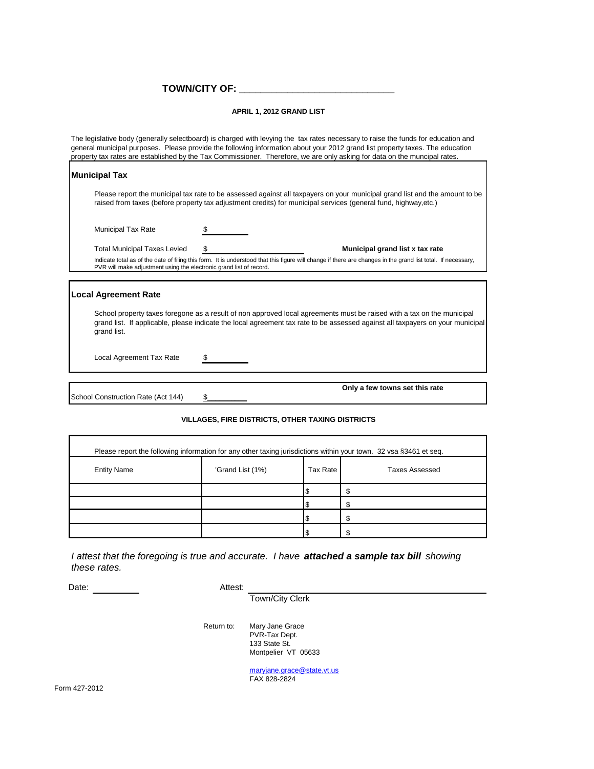**TOWN/CITY OF: ______________________________**

**APRIL 1, 2012 GRAND LIST**

The legislative body (generally selectboard) is charged with levying the tax rates necessary to raise the funds for education and general municipal purposes. Please provide the following information about your 2012 grand list property taxes. The education property tax rates are established by the Tax Commissioner. Therefore, we are only asking for data on the muncipal rates.

## Municipal Tax

Please report the municipal tax rate to be assessed against all taxpayers on your municipal grand list and the amount to be raised from taxes (before property tax adjustment credits) for municipal services (general fund, highway,etc.)

Municipal Tax Rate $ __________

Total Municipal Taxes Levied $ ____________________ **Municipal grand list x tax rate**

Indicate total as of the date of filing this form. It is understood that this figure will change if there are changes in the grand list total. If necessary, PVR will make adjustment using the electronic grand list of record.

## Local Agreement Rate

School property taxes foregone as a result of non approved local agreements must be raised with a tax on the municipal grand list. If applicable, please indicate the local agreement tax rate to be assessed against all taxpayers on your municipal grand list.

Local Agreement Tax Rate $ __________

School Construction Rate (Act 144) $__________ **Only a few towns set this rate**

**VILLAGES, FIRE DISTRICTS, OTHER TAXING DISTRICTS**

Please report the following information for any other taxing jurisdictions within your town. 32 vsa §3461 et seq.

| Entity Name | 'Grand List (1%) | Tax Rate | Taxes Assessed |
|---|---|---|---|
| | | $ | $ |
| | | $ | $ |
| | | $ | $ |
| | | $ | $ |

*I attest that the foregoing is true and accurate. I have* ***attached a sample tax bill*** *showing these rates.*

Date: __________ Attest: ______________________________
Town/City Clerk

Return to: Mary Jane Grace
PVR-Tax Dept.
133 State St.
Montpelier VT 05633

maryjane.grace@state.vt.us
FAX 828-2824

Form 427-2012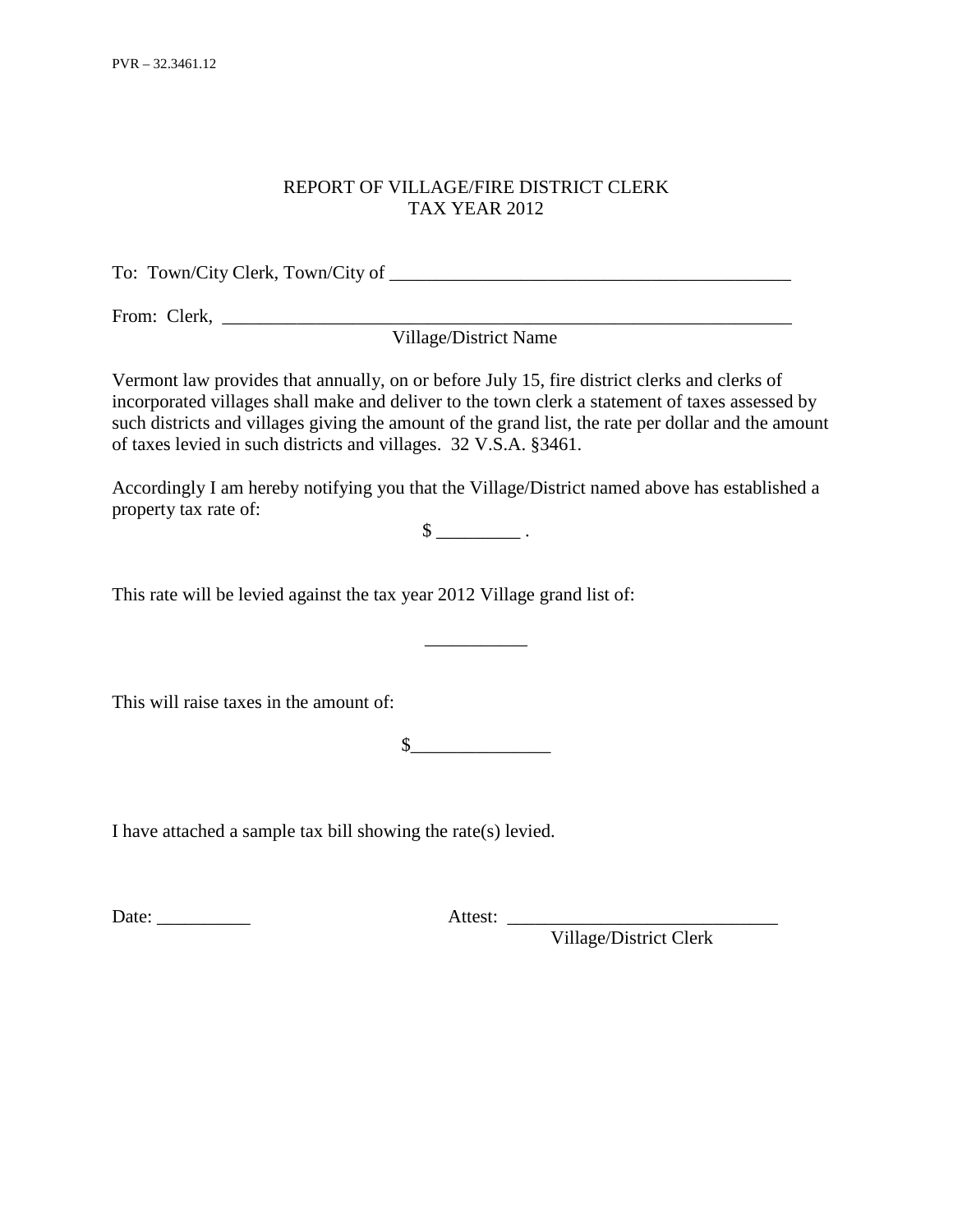PVR – 32.3461.12

# REPORT OF VILLAGE/FIRE DISTRICT CLERK
## TAX YEAR 2012

To: Town/City Clerk, Town/City of ____________________________________________

From: Clerk, _______________________________________________________________
Village/District Name

Vermont law provides that annually, on or before July 15, fire district clerks and clerks of incorporated villages shall make and deliver to the town clerk a statement of taxes assessed by such districts and villages giving the amount of the grand list, the rate per dollar and the amount of taxes levied in such districts and villages. 32 V.S.A. §3461.

Accordingly I am hereby notifying you that the Village/District named above has established a property tax rate of:

$ _________ .

This rate will be levied against the tax year 2012 Village grand list of:

___________

This will raise taxes in the amount of:

$_______________

I have attached a sample tax bill showing the rate(s) levied.

Date: __________ Attest: _____________________________
Village/District Clerk